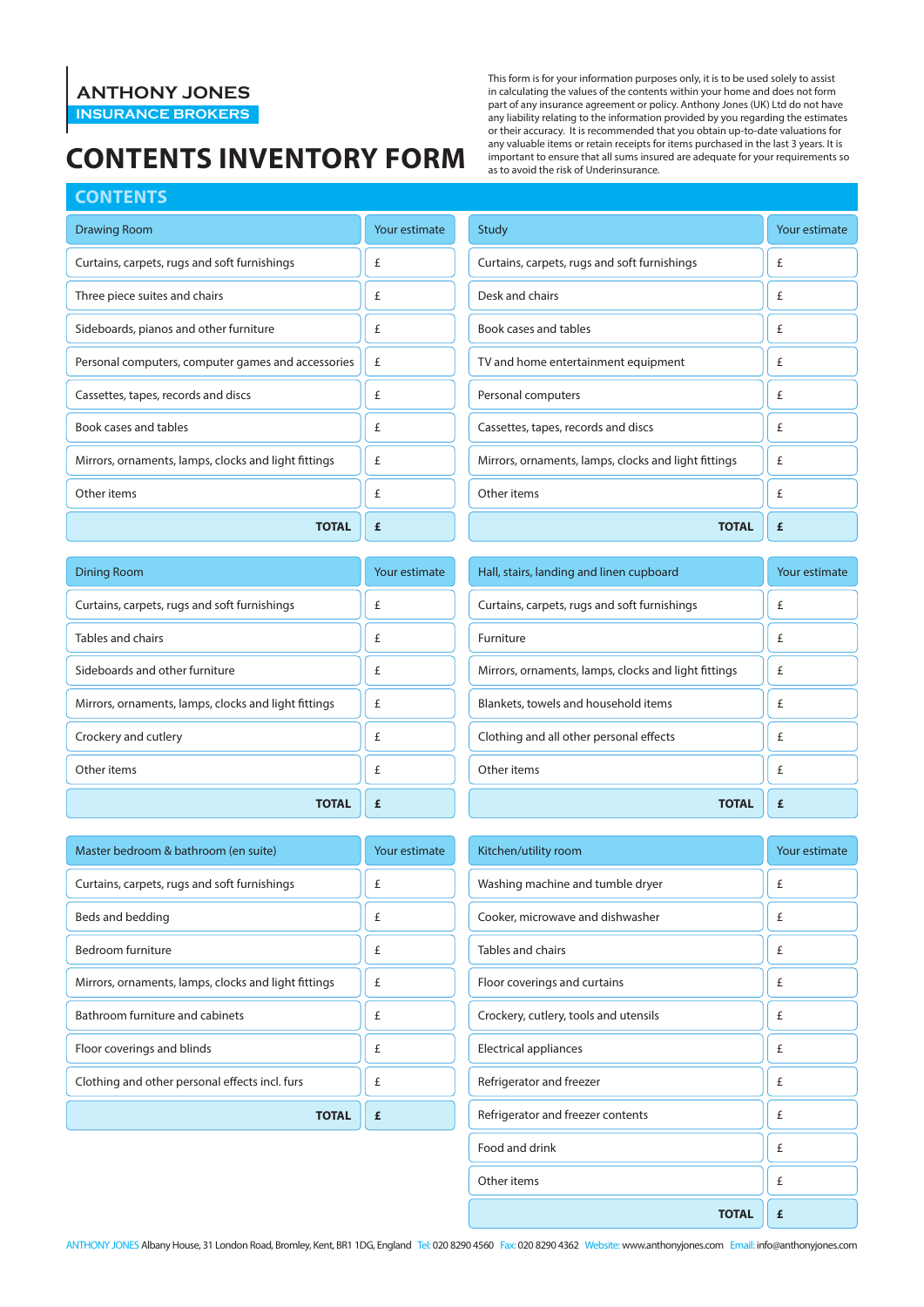**ANTHONY JONES**
**INSURANCE BROKERS**

# CONTENTS INVENTORY FORM

This form is for your information purposes only, it is to be used solely to assist in calculating the values of the contents within your home and does not form part of any insurance agreement or policy. Anthony Jones (UK) Ltd do not have any liability relating to the information provided by you regarding the estimates or their accuracy. It is recommended that you obtain up-to-date valuations for any valuable items or retain receipts for items purchased in the last 3 years. It is important to ensure that all sums insured are adequate for your requirements so as to avoid the risk of Underinsurance.

## CONTENTS

| Drawing Room | Your estimate |
|---|---|
| Curtains, carpets, rugs and soft furnishings | £ |
| Three piece suites and chairs | £ |
| Sideboards, pianos and other furniture | £ |
| Personal computers, computer games and accessories | £ |
| Cassettes, tapes, records and discs | £ |
| Book cases and tables | £ |
| Mirrors, ornaments, lamps, clocks and light fittings | £ |
| Other items | £ |
| **TOTAL** | **£** |

| Study | Your estimate |
|---|---|
| Curtains, carpets, rugs and soft furnishings | £ |
| Desk and chairs | £ |
| Book cases and tables | £ |
| TV and home entertainment equipment | £ |
| Personal computers | £ |
| Cassettes, tapes, records and discs | £ |
| Mirrors, ornaments, lamps, clocks and light fittings | £ |
| Other items | £ |
| **TOTAL** | **£** |

| Dining Room | Your estimate |
|---|---|
| Curtains, carpets, rugs and soft furnishings | £ |
| Tables and chairs | £ |
| Sideboards and other furniture | £ |
| Mirrors, ornaments, lamps, clocks and light fittings | £ |
| Crockery and cutlery | £ |
| Other items | £ |
| **TOTAL** | **£** |

| Hall, stairs, landing and linen cupboard | Your estimate |
|---|---|
| Curtains, carpets, rugs and soft furnishings | £ |
| Furniture | £ |
| Mirrors, ornaments, lamps, clocks and light fittings | £ |
| Blankets, towels and household items | £ |
| Clothing and all other personal effects | £ |
| Other items | £ |
| **TOTAL** | **£** |

| Master bedroom & bathroom (en suite) | Your estimate |
|---|---|
| Curtains, carpets, rugs and soft furnishings | £ |
| Beds and bedding | £ |
| Bedroom furniture | £ |
| Mirrors, ornaments, lamps, clocks and light fittings | £ |
| Bathroom furniture and cabinets | £ |
| Floor coverings and blinds | £ |
| Clothing and other personal effects incl. furs | £ |
| **TOTAL** | **£** |

| Kitchen/utility room | Your estimate |
|---|---|
| Washing machine and tumble dryer | £ |
| Cooker, microwave and dishwasher | £ |
| Tables and chairs | £ |
| Floor coverings and curtains | £ |
| Crockery, cutlery, tools and utensils | £ |
| Electrical appliances | £ |
| Refrigerator and freezer | £ |
| Refrigerator and freezer contents | £ |
| Food and drink | £ |
| Other items | £ |
| **TOTAL** | **£** |

ANTHONY JONES Albany House, 31 London Road, Bromley, Kent, BR1 1DG, England Tel: 020 8290 4560 Fax: 020 8290 4362 Website: www.anthonyjones.com Email: info@anthonyjones.com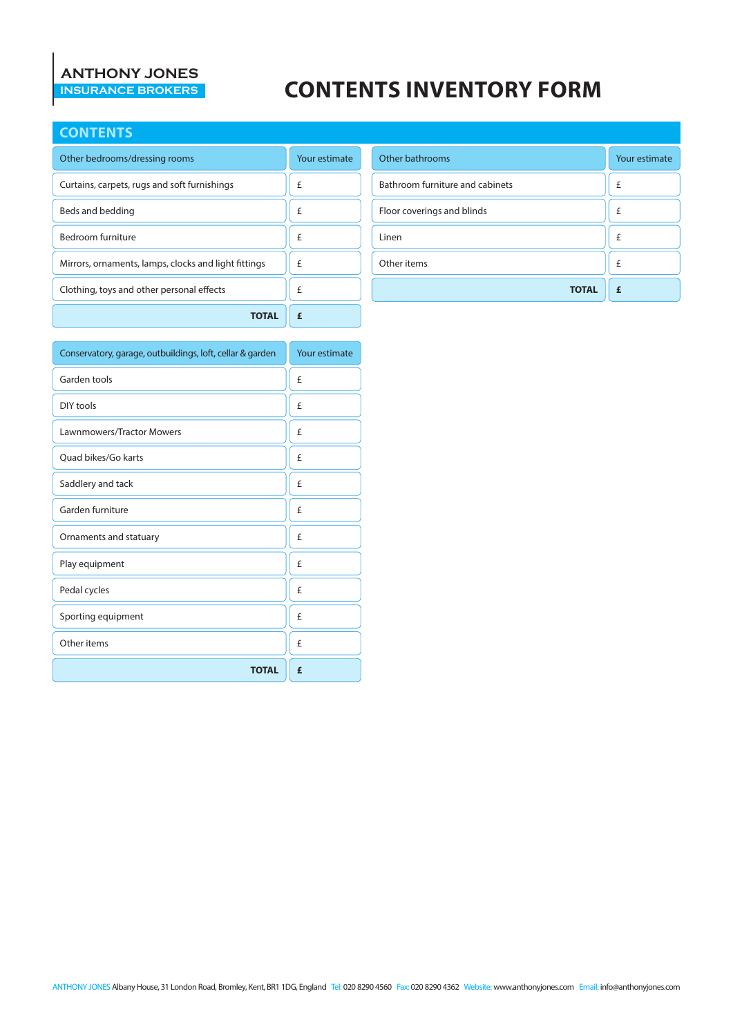ANTHONY JONES
INSURANCE BROKERS

# CONTENTS INVENTORY FORM

## CONTENTS

| Other bedrooms/dressing rooms | Your estimate |
|---|---|
| Curtains, carpets, rugs and soft furnishings | £ |
| Beds and bedding | £ |
| Bedroom furniture | £ |
| Mirrors, ornaments, lamps, clocks and light fittings | £ |
| Clothing, toys and other personal effects | £ |
| **TOTAL** | **£** |

| Conservatory, garage, outbuildings, loft, cellar & garden | Your estimate |
|---|---|
| Garden tools | £ |
| DIY tools | £ |
| Lawnmowers/Tractor Mowers | £ |
| Quad bikes/Go karts | £ |
| Saddlery and tack | £ |
| Garden furniture | £ |
| Ornaments and statuary | £ |
| Play equipment | £ |
| Pedal cycles | £ |
| Sporting equipment | £ |
| Other items | £ |
| **TOTAL** | **£** |

| Other bathrooms | Your estimate |
|---|---|
| Bathroom furniture and cabinets | £ |
| Floor coverings and blinds | £ |
| Linen | £ |
| Other items | £ |
| **TOTAL** | **£** |

ANTHONY JONES Albany House, 31 London Road, Bromley, Kent, BR1 1DG, England Tel: 020 8290 4560 Fax: 020 8290 4362 Website: www.anthonyjones.com Email: info@anthonyjones.com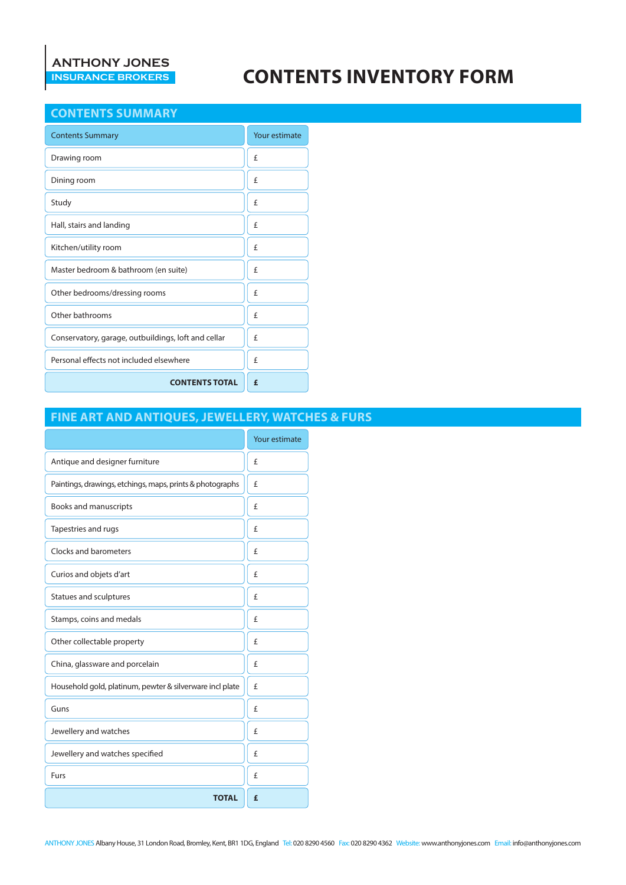ANTHONY JONES
INSURANCE BROKERS

# CONTENTS INVENTORY FORM

## CONTENTS SUMMARY

| Contents Summary | Your estimate |
| --- | --- |
| Drawing room | £ |
| Dining room | £ |
| Study | £ |
| Hall, stairs and landing | £ |
| Kitchen/utility room | £ |
| Master bedroom & bathroom (en suite) | £ |
| Other bedrooms/dressing rooms | £ |
| Other bathrooms | £ |
| Conservatory, garage, outbuildings, loft and cellar | £ |
| Personal effects not included elsewhere | £ |
| **CONTENTS TOTAL** | **£** |

## FINE ART AND ANTIQUES, JEWELLERY, WATCHES & FURS

| | Your estimate |
| --- | --- |
| Antique and designer furniture | £ |
| Paintings, drawings, etchings, maps, prints & photographs | £ |
| Books and manuscripts | £ |
| Tapestries and rugs | £ |
| Clocks and barometers | £ |
| Curios and objets d'art | £ |
| Statues and sculptures | £ |
| Stamps, coins and medals | £ |
| Other collectable property | £ |
| China, glassware and porcelain | £ |
| Household gold, platinum, pewter & silverware incl plate | £ |
| Guns | £ |
| Jewellery and watches | £ |
| Jewellery and watches specified | £ |
| Furs | £ |
| **TOTAL** | **£** |

ANTHONY JONES Albany House, 31 London Road, Bromley, Kent, BR1 1DG, England Tel: 020 8290 4560 Fax: 020 8290 4362 Website: www.anthonyjones.com Email: info@anthonyjones.com